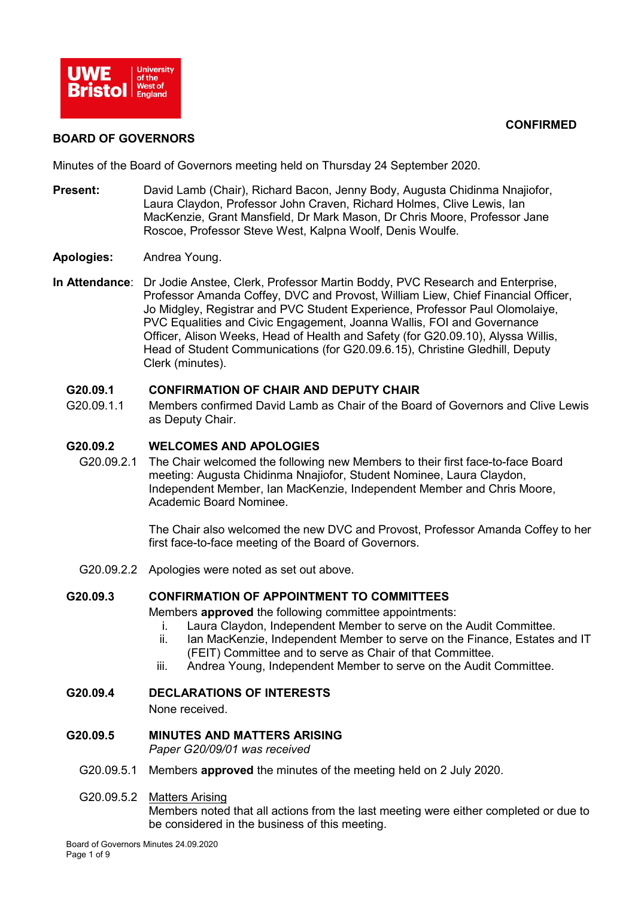UWE Bristol | University of the West of England

**CONFIRMED**

# BOARD OF GOVERNORS

Minutes of the Board of Governors meeting held on Thursday 24 September 2020.

**Present:** David Lamb (Chair), Richard Bacon, Jenny Body, Augusta Chidinma Nnajiofor, Laura Claydon, Professor John Craven, Richard Holmes, Clive Lewis, Ian MacKenzie, Grant Mansfield, Dr Mark Mason, Dr Chris Moore, Professor Jane Roscoe, Professor Steve West, Kalpna Woolf, Denis Woulfe.

**Apologies:** Andrea Young.

**In Attendance**: Dr Jodie Anstee, Clerk, Professor Martin Boddy, PVC Research and Enterprise, Professor Amanda Coffey, DVC and Provost, William Liew, Chief Financial Officer, Jo Midgley, Registrar and PVC Student Experience, Professor Paul Olomolaiye, PVC Equalities and Civic Engagement, Joanna Wallis, FOI and Governance Officer, Alison Weeks, Head of Health and Safety (for G20.09.10), Alyssa Willis, Head of Student Communications (for G20.09.6.15), Christine Gledhill, Deputy Clerk (minutes).

## G20.09.1 CONFIRMATION OF CHAIR AND DEPUTY CHAIR

G20.09.1.1 Members confirmed David Lamb as Chair of the Board of Governors and Clive Lewis as Deputy Chair.

## G20.09.2 WELCOMES AND APOLOGIES

G20.09.2.1 The Chair welcomed the following new Members to their first face-to-face Board meeting: Augusta Chidinma Nnajiofor, Student Nominee, Laura Claydon, Independent Member, Ian MacKenzie, Independent Member and Chris Moore, Academic Board Nominee.

The Chair also welcomed the new DVC and Provost, Professor Amanda Coffey to her first face-to-face meeting of the Board of Governors.

G20.09.2.2 Apologies were noted as set out above.

## G20.09.3 CONFIRMATION OF APPOINTMENT TO COMMITTEES

Members **approved** the following committee appointments:

i. Laura Claydon, Independent Member to serve on the Audit Committee.
ii. Ian MacKenzie, Independent Member to serve on the Finance, Estates and IT (FEIT) Committee and to serve as Chair of that Committee.
iii. Andrea Young, Independent Member to serve on the Audit Committee.

## G20.09.4 DECLARATIONS OF INTERESTS

None received.

## G20.09.5 MINUTES AND MATTERS ARISING

*Paper G20/09/01 was received*

G20.09.5.1 Members **approved** the minutes of the meeting held on 2 July 2020.

G20.09.5.2 Matters Arising
Members noted that all actions from the last meeting were either completed or due to be considered in the business of this meeting.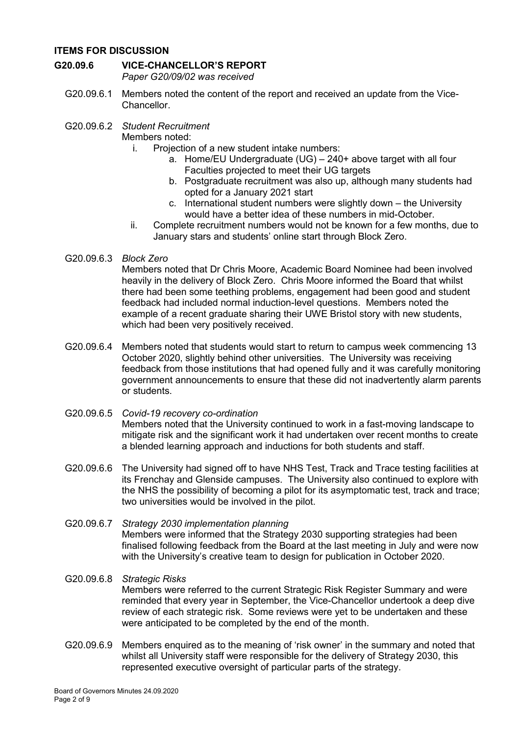## ITEMS FOR DISCUSSION

### G20.09.6 VICE-CHANCELLOR'S REPORT

*Paper G20/09/02 was received*

G20.09.6.1 Members noted the content of the report and received an update from the Vice-Chancellor.

G20.09.6.2 *Student Recruitment*

Members noted:

i. Projection of a new student intake numbers:
   a. Home/EU Undergraduate (UG) – 240+ above target with all four Faculties projected to meet their UG targets
   b. Postgraduate recruitment was also up, although many students had opted for a January 2021 start
   c. International student numbers were slightly down – the University would have a better idea of these numbers in mid-October.

ii. Complete recruitment numbers would not be known for a few months, due to January stars and students' online start through Block Zero.

G20.09.6.3 *Block Zero*

Members noted that Dr Chris Moore, Academic Board Nominee had been involved heavily in the delivery of Block Zero. Chris Moore informed the Board that whilst there had been some teething problems, engagement had been good and student feedback had included normal induction-level questions. Members noted the example of a recent graduate sharing their UWE Bristol story with new students, which had been very positively received.

G20.09.6.4 Members noted that students would start to return to campus week commencing 13 October 2020, slightly behind other universities. The University was receiving feedback from those institutions that had opened fully and it was carefully monitoring government announcements to ensure that these did not inadvertently alarm parents or students.

G20.09.6.5 *Covid-19 recovery co-ordination*

Members noted that the University continued to work in a fast-moving landscape to mitigate risk and the significant work it had undertaken over recent months to create a blended learning approach and inductions for both students and staff.

G20.09.6.6 The University had signed off to have NHS Test, Track and Trace testing facilities at its Frenchay and Glenside campuses. The University also continued to explore with the NHS the possibility of becoming a pilot for its asymptomatic test, track and trace; two universities would be involved in the pilot.

G20.09.6.7 *Strategy 2030 implementation planning*

Members were informed that the Strategy 2030 supporting strategies had been finalised following feedback from the Board at the last meeting in July and were now with the University's creative team to design for publication in October 2020.

G20.09.6.8 *Strategic Risks*

Members were referred to the current Strategic Risk Register Summary and were reminded that every year in September, the Vice-Chancellor undertook a deep dive review of each strategic risk. Some reviews were yet to be undertaken and these were anticipated to be completed by the end of the month.

G20.09.6.9 Members enquired as to the meaning of 'risk owner' in the summary and noted that whilst all University staff were responsible for the delivery of Strategy 2030, this represented executive oversight of particular parts of the strategy.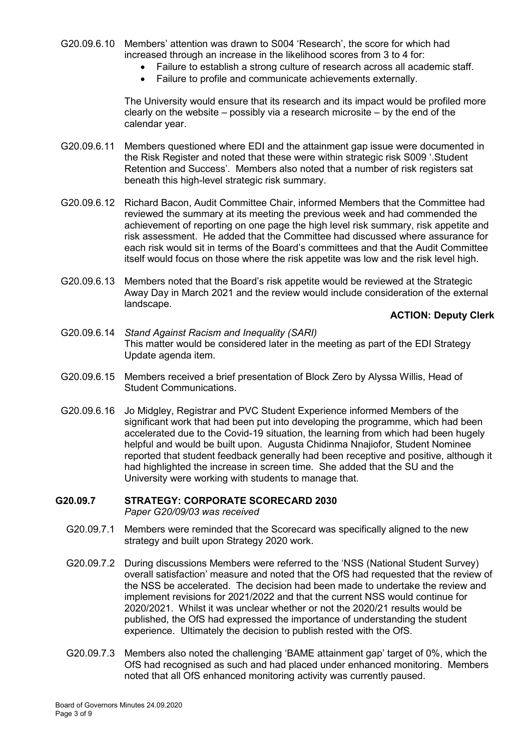G20.09.6.10 Members' attention was drawn to S004 'Research', the score for which had increased through an increase in the likelihood scores from 3 to 4 for:

- Failure to establish a strong culture of research across all academic staff.
- Failure to profile and communicate achievements externally.

The University would ensure that its research and its impact would be profiled more clearly on the website – possibly via a research microsite – by the end of the calendar year.

G20.09.6.11 Members questioned where EDI and the attainment gap issue were documented in the Risk Register and noted that these were within strategic risk S009 '.Student Retention and Success'. Members also noted that a number of risk registers sat beneath this high-level strategic risk summary.

G20.09.6.12 Richard Bacon, Audit Committee Chair, informed Members that the Committee had reviewed the summary at its meeting the previous week and had commended the achievement of reporting on one page the high level risk summary, risk appetite and risk assessment. He added that the Committee had discussed where assurance for each risk would sit in terms of the Board's committees and that the Audit Committee itself would focus on those where the risk appetite was low and the risk level high.

G20.09.6.13 Members noted that the Board's risk appetite would be reviewed at the Strategic Away Day in March 2021 and the review would include consideration of the external landscape.

**ACTION: Deputy Clerk**

G20.09.6.14 *Stand Against Racism and Inequality (SARI)*
This matter would be considered later in the meeting as part of the EDI Strategy Update agenda item.

G20.09.6.15 Members received a brief presentation of Block Zero by Alyssa Willis, Head of Student Communications.

G20.09.6.16 Jo Midgley, Registrar and PVC Student Experience informed Members of the significant work that had been put into developing the programme, which had been accelerated due to the Covid-19 situation, the learning from which had been hugely helpful and would be built upon. Augusta Chidinma Nnajiofor, Student Nominee reported that student feedback generally had been receptive and positive, although it had highlighted the increase in screen time. She added that the SU and the University were working with students to manage that.

## G20.09.7 STRATEGY: CORPORATE SCORECARD 2030

*Paper G20/09/03 was received*

G20.09.7.1 Members were reminded that the Scorecard was specifically aligned to the new strategy and built upon Strategy 2020 work.

G20.09.7.2 During discussions Members were referred to the 'NSS (National Student Survey) overall satisfaction' measure and noted that the OfS had requested that the review of the NSS be accelerated. The decision had been made to undertake the review and implement revisions for 2021/2022 and that the current NSS would continue for 2020/2021. Whilst it was unclear whether or not the 2020/21 results would be published, the OfS had expressed the importance of understanding the student experience. Ultimately the decision to publish rested with the OfS.

G20.09.7.3 Members also noted the challenging 'BAME attainment gap' target of 0%, which the OfS had recognised as such and had placed under enhanced monitoring. Members noted that all OfS enhanced monitoring activity was currently paused.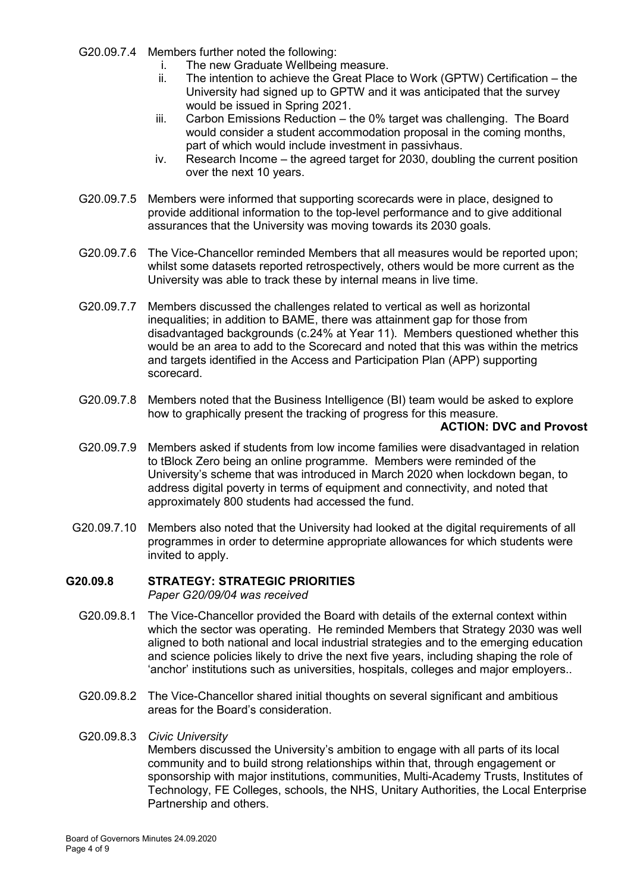G20.09.7.4 Members further noted the following:

i. The new Graduate Wellbeing measure.
ii. The intention to achieve the Great Place to Work (GPTW) Certification – the University had signed up to GPTW and it was anticipated that the survey would be issued in Spring 2021.
iii. Carbon Emissions Reduction – the 0% target was challenging. The Board would consider a student accommodation proposal in the coming months, part of which would include investment in passivhaus.
iv. Research Income – the agreed target for 2030, doubling the current position over the next 10 years.

G20.09.7.5 Members were informed that supporting scorecards were in place, designed to provide additional information to the top-level performance and to give additional assurances that the University was moving towards its 2030 goals.

G20.09.7.6 The Vice-Chancellor reminded Members that all measures would be reported upon; whilst some datasets reported retrospectively, others would be more current as the University was able to track these by internal means in live time.

G20.09.7.7 Members discussed the challenges related to vertical as well as horizontal inequalities; in addition to BAME, there was attainment gap for those from disadvantaged backgrounds (c.24% at Year 11). Members questioned whether this would be an area to add to the Scorecard and noted that this was within the metrics and targets identified in the Access and Participation Plan (APP) supporting scorecard.

G20.09.7.8 Members noted that the Business Intelligence (BI) team would be asked to explore how to graphically present the tracking of progress for this measure.

**ACTION: DVC and Provost**

G20.09.7.9 Members asked if students from low income families were disadvantaged in relation to tBlock Zero being an online programme. Members were reminded of the University's scheme that was introduced in March 2020 when lockdown began, to address digital poverty in terms of equipment and connectivity, and noted that approximately 800 students had accessed the fund.

G20.09.7.10 Members also noted that the University had looked at the digital requirements of all programmes in order to determine appropriate allowances for which students were invited to apply.

## G20.09.8 STRATEGY: STRATEGIC PRIORITIES

*Paper G20/09/04 was received*

G20.09.8.1 The Vice-Chancellor provided the Board with details of the external context within which the sector was operating. He reminded Members that Strategy 2030 was well aligned to both national and local industrial strategies and to the emerging education and science policies likely to drive the next five years, including shaping the role of 'anchor' institutions such as universities, hospitals, colleges and major employers..

G20.09.8.2 The Vice-Chancellor shared initial thoughts on several significant and ambitious areas for the Board's consideration.

G20.09.8.3 *Civic University*

Members discussed the University's ambition to engage with all parts of its local community and to build strong relationships within that, through engagement or sponsorship with major institutions, communities, Multi-Academy Trusts, Institutes of Technology, FE Colleges, schools, the NHS, Unitary Authorities, the Local Enterprise Partnership and others.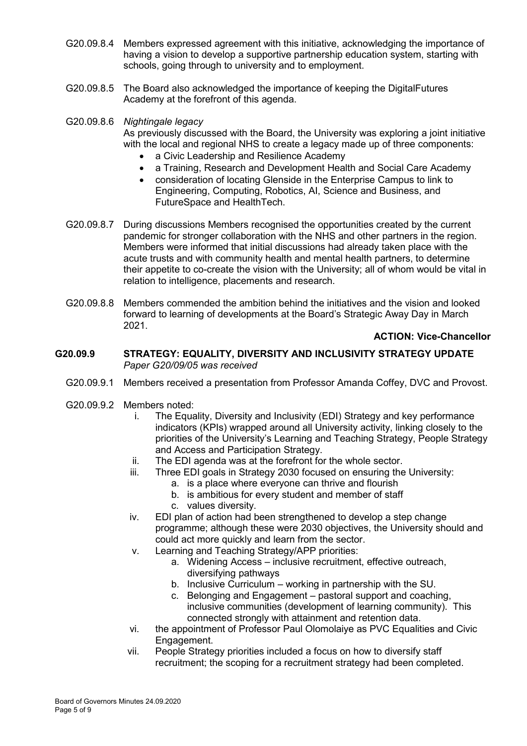G20.09.8.4 Members expressed agreement with this initiative, acknowledging the importance of having a vision to develop a supportive partnership education system, starting with schools, going through to university and to employment.

G20.09.8.5 The Board also acknowledged the importance of keeping the DigitalFutures Academy at the forefront of this agenda.

G20.09.8.6 *Nightingale legacy*
As previously discussed with the Board, the University was exploring a joint initiative with the local and regional NHS to create a legacy made up of three components:

- a Civic Leadership and Resilience Academy
- a Training, Research and Development Health and Social Care Academy
- consideration of locating Glenside in the Enterprise Campus to link to Engineering, Computing, Robotics, AI, Science and Business, and FutureSpace and HealthTech.

G20.09.8.7 During discussions Members recognised the opportunities created by the current pandemic for stronger collaboration with the NHS and other partners in the region. Members were informed that initial discussions had already taken place with the acute trusts and with community health and mental health partners, to determine their appetite to co-create the vision with the University; all of whom would be vital in relation to intelligence, placements and research.

G20.09.8.8 Members commended the ambition behind the initiatives and the vision and looked forward to learning of developments at the Board's Strategic Away Day in March 2021.

**ACTION: Vice-Chancellor**

## G20.09.9 STRATEGY: EQUALITY, DIVERSITY AND INCLUSIVITY STRATEGY UPDATE

*Paper G20/09/05 was received*

G20.09.9.1 Members received a presentation from Professor Amanda Coffey, DVC and Provost.

G20.09.9.2 Members noted:

i. The Equality, Diversity and Inclusivity (EDI) Strategy and key performance indicators (KPIs) wrapped around all University activity, linking closely to the priorities of the University's Learning and Teaching Strategy, People Strategy and Access and Participation Strategy.

ii. The EDI agenda was at the forefront for the whole sector.

iii. Three EDI goals in Strategy 2030 focused on ensuring the University:
   a. is a place where everyone can thrive and flourish
   b. is ambitious for every student and member of staff
   c. values diversity.

iv. EDI plan of action had been strengthened to develop a step change programme; although these were 2030 objectives, the University should and could act more quickly and learn from the sector.

v. Learning and Teaching Strategy/APP priorities:
   a. Widening Access – inclusive recruitment, effective outreach, diversifying pathways
   b. Inclusive Curriculum – working in partnership with the SU.
   c. Belonging and Engagement – pastoral support and coaching, inclusive communities (development of learning community). This connected strongly with attainment and retention data.

vi. the appointment of Professor Paul Olomolaiye as PVC Equalities and Civic Engagement.

vii. People Strategy priorities included a focus on how to diversify staff recruitment; the scoping for a recruitment strategy had been completed.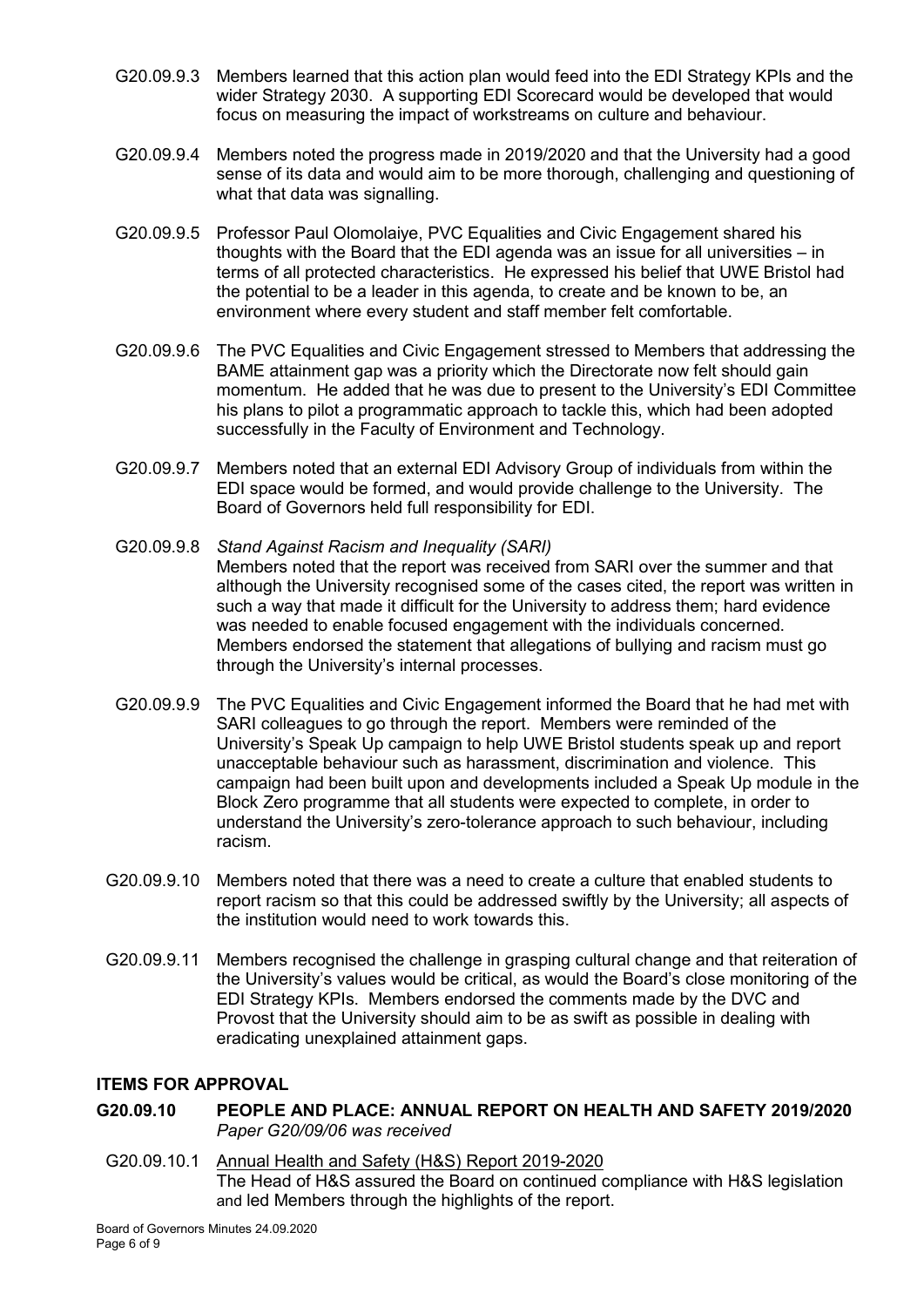G20.09.9.3 Members learned that this action plan would feed into the EDI Strategy KPIs and the wider Strategy 2030. A supporting EDI Scorecard would be developed that would focus on measuring the impact of workstreams on culture and behaviour.

G20.09.9.4 Members noted the progress made in 2019/2020 and that the University had a good sense of its data and would aim to be more thorough, challenging and questioning of what that data was signalling.

G20.09.9.5 Professor Paul Olomolaiye, PVC Equalities and Civic Engagement shared his thoughts with the Board that the EDI agenda was an issue for all universities – in terms of all protected characteristics. He expressed his belief that UWE Bristol had the potential to be a leader in this agenda, to create and be known to be, an environment where every student and staff member felt comfortable.

G20.09.9.6 The PVC Equalities and Civic Engagement stressed to Members that addressing the BAME attainment gap was a priority which the Directorate now felt should gain momentum. He added that he was due to present to the University's EDI Committee his plans to pilot a programmatic approach to tackle this, which had been adopted successfully in the Faculty of Environment and Technology.

G20.09.9.7 Members noted that an external EDI Advisory Group of individuals from within the EDI space would be formed, and would provide challenge to the University. The Board of Governors held full responsibility for EDI.

G20.09.9.8 *Stand Against Racism and Inequality (SARI)*
Members noted that the report was received from SARI over the summer and that although the University recognised some of the cases cited, the report was written in such a way that made it difficult for the University to address them; hard evidence was needed to enable focused engagement with the individuals concerned. Members endorsed the statement that allegations of bullying and racism must go through the University's internal processes.

G20.09.9.9 The PVC Equalities and Civic Engagement informed the Board that he had met with SARI colleagues to go through the report. Members were reminded of the University's Speak Up campaign to help UWE Bristol students speak up and report unacceptable behaviour such as harassment, discrimination and violence. This campaign had been built upon and developments included a Speak Up module in the Block Zero programme that all students were expected to complete, in order to understand the University's zero-tolerance approach to such behaviour, including racism.

G20.09.9.10 Members noted that there was a need to create a culture that enabled students to report racism so that this could be addressed swiftly by the University; all aspects of the institution would need to work towards this.

G20.09.9.11 Members recognised the challenge in grasping cultural change and that reiteration of the University's values would be critical, as would the Board's close monitoring of the EDI Strategy KPIs. Members endorsed the comments made by the DVC and Provost that the University should aim to be as swift as possible in dealing with eradicating unexplained attainment gaps.

## ITEMS FOR APPROVAL

### G20.09.10 PEOPLE AND PLACE: ANNUAL REPORT ON HEALTH AND SAFETY 2019/2020

*Paper G20/09/06 was received*

G20.09.10.1 Annual Health and Safety (H&S) Report 2019-2020
The Head of H&S assured the Board on continued compliance with H&S legislation and led Members through the highlights of the report.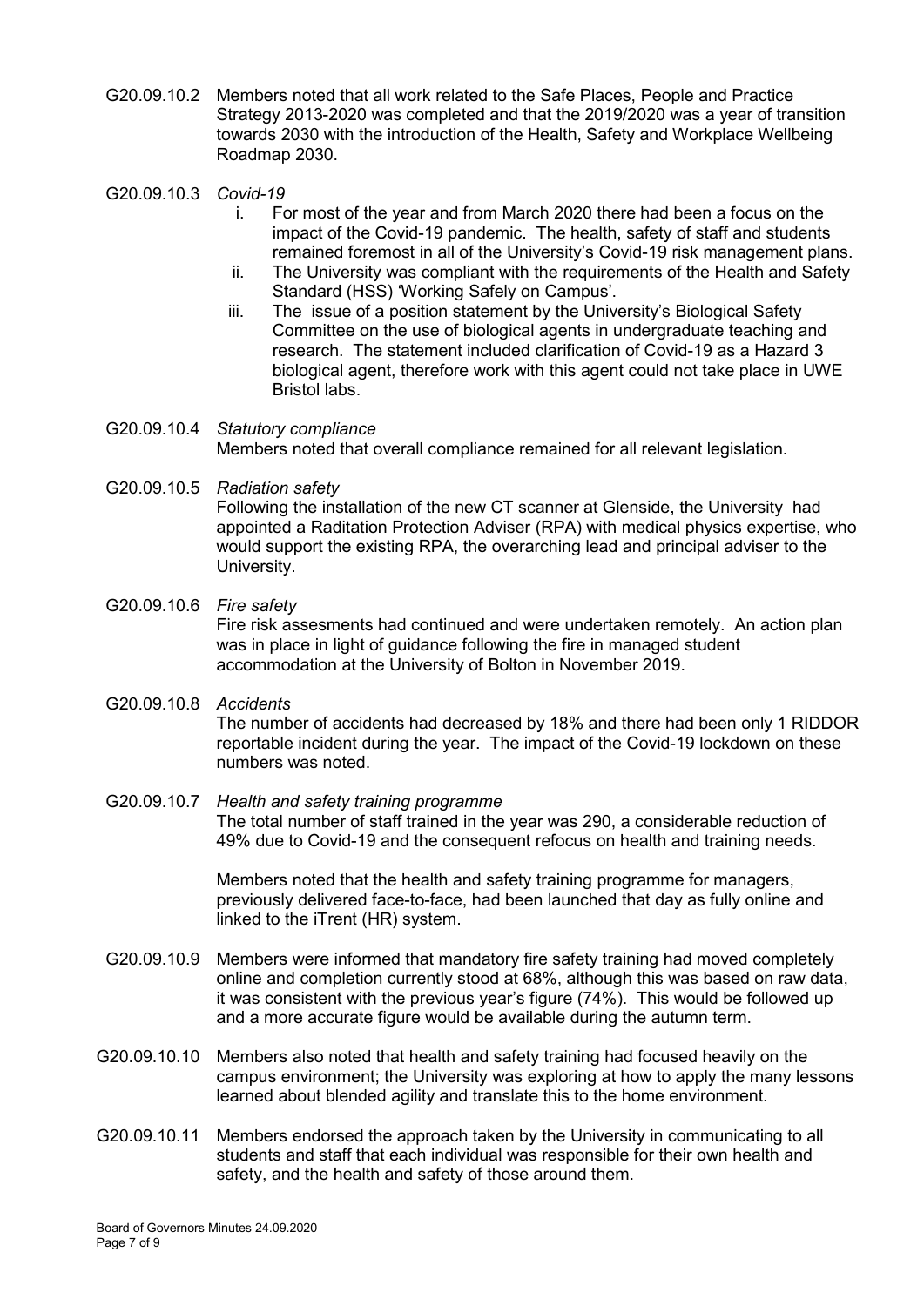G20.09.10.2 Members noted that all work related to the Safe Places, People and Practice Strategy 2013-2020 was completed and that the 2019/2020 was a year of transition towards 2030 with the introduction of the Health, Safety and Workplace Wellbeing Roadmap 2030.

G20.09.10.3 *Covid-19*

i. For most of the year and from March 2020 there had been a focus on the impact of the Covid-19 pandemic. The health, safety of staff and students remained foremost in all of the University's Covid-19 risk management plans.

ii. The University was compliant with the requirements of the Health and Safety Standard (HSS) 'Working Safely on Campus'.

iii. The issue of a position statement by the University's Biological Safety Committee on the use of biological agents in undergraduate teaching and research. The statement included clarification of Covid-19 as a Hazard 3 biological agent, therefore work with this agent could not take place in UWE Bristol labs.

G20.09.10.4 *Statutory compliance*
Members noted that overall compliance remained for all relevant legislation.

G20.09.10.5 *Radiation safety*
Following the installation of the new CT scanner at Glenside, the University had appointed a Raditation Protection Adviser (RPA) with medical physics expertise, who would support the existing RPA, the overarching lead and principal adviser to the University.

G20.09.10.6 *Fire safety*
Fire risk assesments had continued and were undertaken remotely. An action plan was in place in light of guidance following the fire in managed student accommodation at the University of Bolton in November 2019.

G20.09.10.8 *Accidents*
The number of accidents had decreased by 18% and there had been only 1 RIDDOR reportable incident during the year. The impact of the Covid-19 lockdown on these numbers was noted.

G20.09.10.7 *Health and safety training programme*
The total number of staff trained in the year was 290, a considerable reduction of 49% due to Covid-19 and the consequent refocus on health and training needs.

Members noted that the health and safety training programme for managers, previously delivered face-to-face, had been launched that day as fully online and linked to the iTrent (HR) system.

G20.09.10.9 Members were informed that mandatory fire safety training had moved completely online and completion currently stood at 68%, although this was based on raw data, it was consistent with the previous year's figure (74%). This would be followed up and a more accurate figure would be available during the autumn term.

G20.09.10.10 Members also noted that health and safety training had focused heavily on the campus environment; the University was exploring at how to apply the many lessons learned about blended agility and translate this to the home environment.

G20.09.10.11 Members endorsed the approach taken by the University in communicating to all students and staff that each individual was responsible for their own health and safety, and the health and safety of those around them.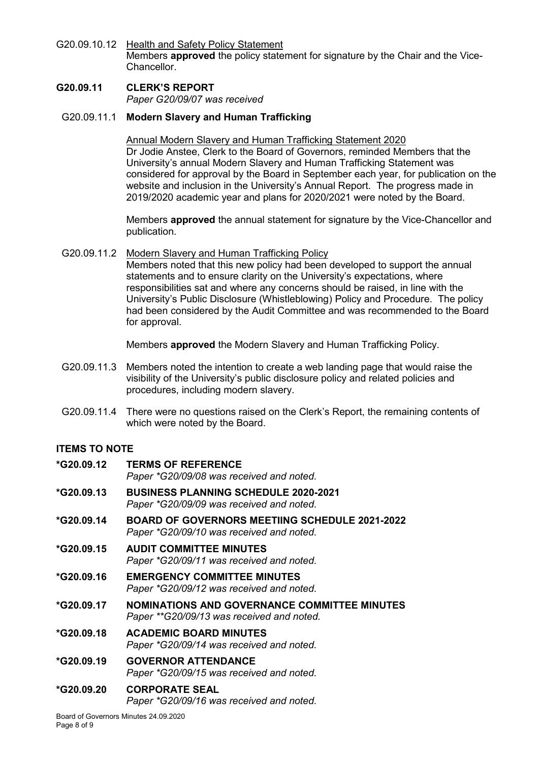G20.09.10.12 Health and Safety Policy Statement

Members **approved** the policy statement for signature by the Chair and the Vice-Chancellor.

## G20.09.11 CLERK'S REPORT

*Paper G20/09/07 was received*

### G20.09.11.1 Modern Slavery and Human Trafficking

Annual Modern Slavery and Human Trafficking Statement 2020

Dr Jodie Anstee, Clerk to the Board of Governors, reminded Members that the University's annual Modern Slavery and Human Trafficking Statement was considered for approval by the Board in September each year, for publication on the website and inclusion in the University's Annual Report. The progress made in 2019/2020 academic year and plans for 2020/2021 were noted by the Board.

Members **approved** the annual statement for signature by the Vice-Chancellor and publication.

G20.09.11.2 Modern Slavery and Human Trafficking Policy

Members noted that this new policy had been developed to support the annual statements and to ensure clarity on the University's expectations, where responsibilities sat and where any concerns should be raised, in line with the University's Public Disclosure (Whistleblowing) Policy and Procedure. The policy had been considered by the Audit Committee and was recommended to the Board for approval.

Members **approved** the Modern Slavery and Human Trafficking Policy.

G20.09.11.3 Members noted the intention to create a web landing page that would raise the visibility of the University's public disclosure policy and related policies and procedures, including modern slavery.

G20.09.11.4 There were no questions raised on the Clerk's Report, the remaining contents of which were noted by the Board.

## ITEMS TO NOTE

**\*G20.09.12 TERMS OF REFERENCE**

*Paper \*G20/09/08 was received and noted.*

**\*G20.09.13 BUSINESS PLANNING SCHEDULE 2020-2021**

*Paper \*G20/09/09 was received and noted.*

**\*G20.09.14 BOARD OF GOVERNORS MEETIING SCHEDULE 2021-2022**

*Paper \*G20/09/10 was received and noted.*

**\*G20.09.15 AUDIT COMMITTEE MINUTES**

*Paper \*G20/09/11 was received and noted.*

**\*G20.09.16 EMERGENCY COMMITTEE MINUTES**

*Paper \*G20/09/12 was received and noted.*

**\*G20.09.17 NOMINATIONS AND GOVERNANCE COMMITTEE MINUTES**

*Paper \*\*G20/09/13 was received and noted.*

**\*G20.09.18 ACADEMIC BOARD MINUTES**

*Paper \*G20/09/14 was received and noted.*

**\*G20.09.19 GOVERNOR ATTENDANCE**

*Paper \*G20/09/15 was received and noted.*

**\*G20.09.20 CORPORATE SEAL**

*Paper \*G20/09/16 was received and noted.*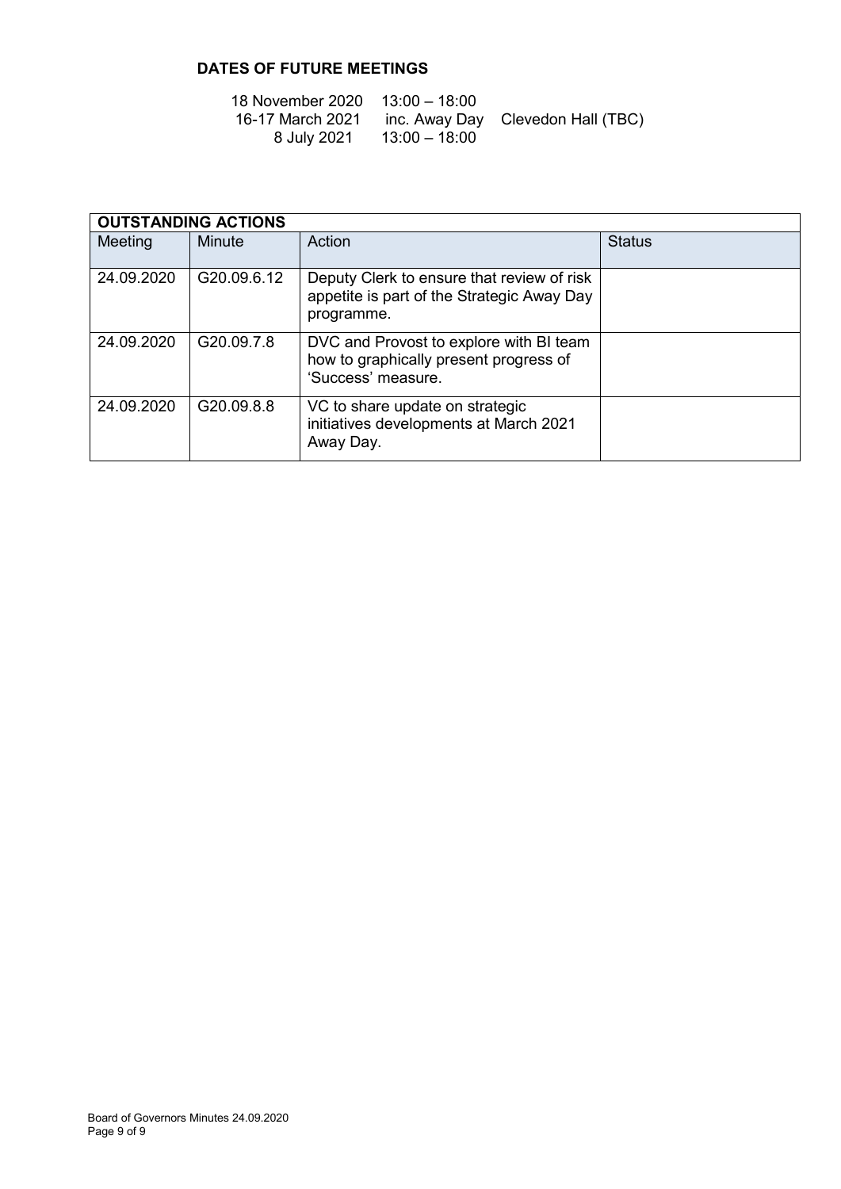## DATES OF FUTURE MEETINGS

| | | |
|---|---|---|
| 18 November 2020 | 13:00 – 18:00 | |
| 16-17 March 2021 | inc. Away Day | Clevedon Hall (TBC) |
| 8 July 2021 | 13:00 – 18:00 | |

| OUTSTANDING ACTIONS | | | |
|---|---|---|---|
| Meeting | Minute | Action | Status |
| 24.09.2020 | G20.09.6.12 | Deputy Clerk to ensure that review of risk appetite is part of the Strategic Away Day programme. | |
| 24.09.2020 | G20.09.7.8 | DVC and Provost to explore with BI team how to graphically present progress of 'Success' measure. | |
| 24.09.2020 | G20.09.8.8 | VC to share update on strategic initiatives developments at March 2021 Away Day. | |